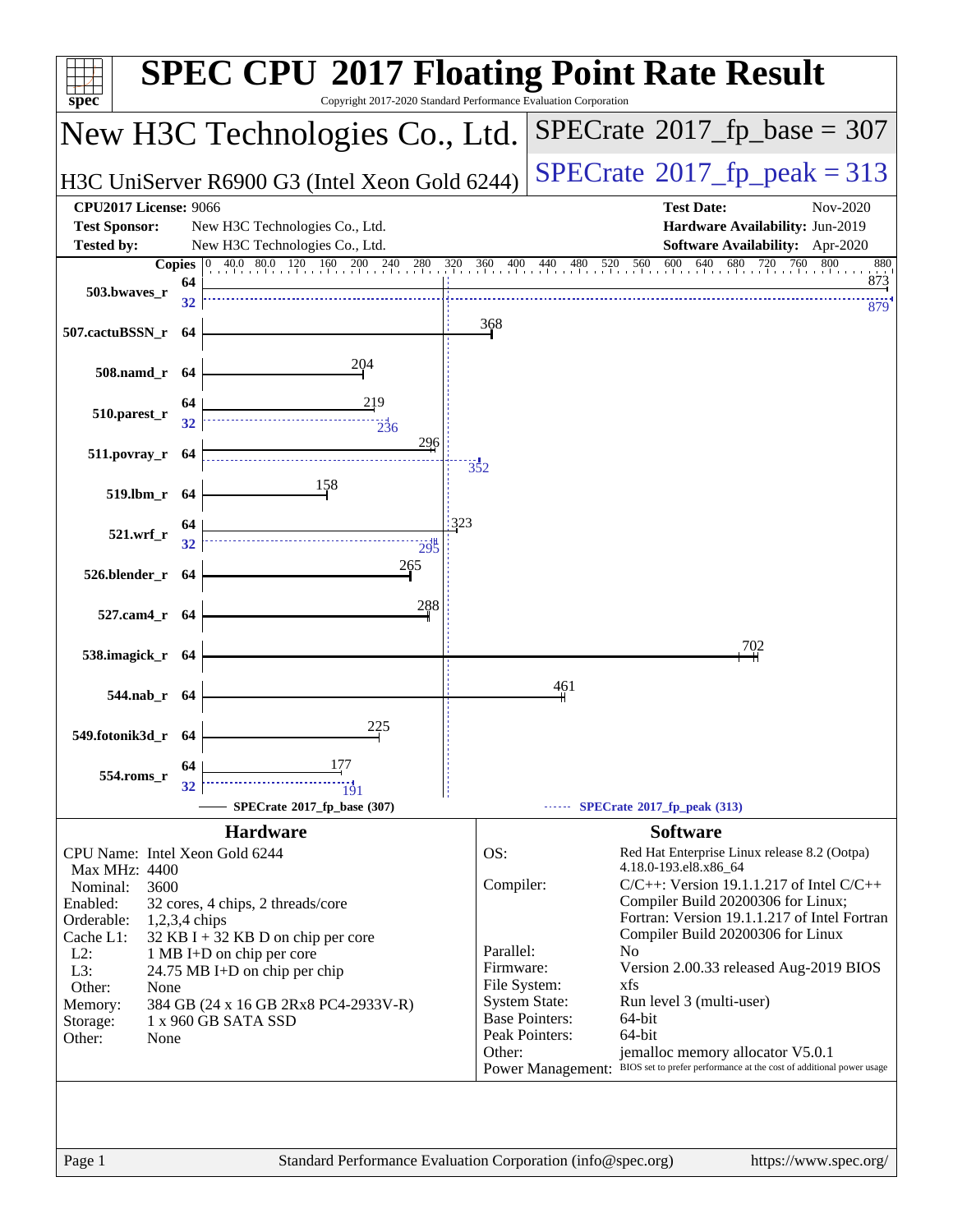# SPEC CPU 2017 Floating Point Rate Result

Copyright 2017-2020 Standard Performance Evaluation Corporation

## New H3C Technologies Co., Ltd.

**H3C UniServer R6900 G3 (Intel Xeon Gold 6244)**

**SPECrate 2017_fp_base = 307**

**SPECrate 2017_fp_peak = 313**

| | | | |
|---|---|---|---|
| **CPU2017 License:** | 9066 | **Test Date:** | Nov-2020 |
| **Test Sponsor:** | New H3C Technologies Co., Ltd. | **Hardware Availability:** | Jun-2019 |
| **Tested by:** | New H3C Technologies Co., Ltd. | **Software Availability:** | Apr-2020 |

| Benchmark | Copies | Base | Peak Copies | Peak |
|---|---|---|---|---|
| 503.bwaves_r | 64 | 873 | 32 | 879 |
| 507.cactuBSSN_r | 64 | 368 | | |
| 508.namd_r | 64 | 204 | | |
| 510.parest_r | 64 | 219 | 32 | 236 |
| 511.povray_r | 64 | 296 | 64 | 352 |
| 519.lbm_r | 64 | 158 | | |
| 521.wrf_r | 64 | 323 | 32 | 295 |
| 526.blender_r | 64 | 265 | | |
| 527.cam4_r | 64 | 288 | | |
| 538.imagick_r | 64 | 702 | | |
| 544.nab_r | 64 | 461 | | |
| 549.fotonik3d_r | 64 | 225 | | |
| 554.roms_r | 64 | 177 | 32 | 191 |

SPECrate 2017_fp_base (307) — SPECrate 2017_fp_peak (313)

## Hardware

| | |
|---|---|
| CPU Name: | Intel Xeon Gold 6244 |
| Max MHz: | 4400 |
| Nominal: | 3600 |
| Enabled: | 32 cores, 4 chips, 2 threads/core |
| Orderable: | 1,2,3,4 chips |
| Cache L1: | 32 KB I + 32 KB D on chip per core |
| L2: | 1 MB I+D on chip per core |
| L3: | 24.75 MB I+D on chip per chip |
| Other: | None |
| Memory: | 384 GB (24 x 16 GB 2Rx8 PC4-2933V-R) |
| Storage: | 1 x 960 GB SATA SSD |
| Other: | None |

## Software

| | |
|---|---|
| OS: | Red Hat Enterprise Linux release 8.2 (Ootpa) 4.18.0-193.el8.x86_64 |
| Compiler: | C/C++: Version 19.1.1.217 of Intel C/C++ Compiler Build 20200306 for Linux; Fortran: Version 19.1.1.217 of Intel Fortran Compiler Build 20200306 for Linux |
| Parallel: | No |
| Firmware: | Version 2.00.33 released Aug-2019 BIOS |
| File System: | xfs |
| System State: | Run level 3 (multi-user) |
| Base Pointers: | 64-bit |
| Peak Pointers: | 64-bit |
| Other: | jemalloc memory allocator V5.0.1 |
| Power Management: | BIOS set to prefer performance at the cost of additional power usage |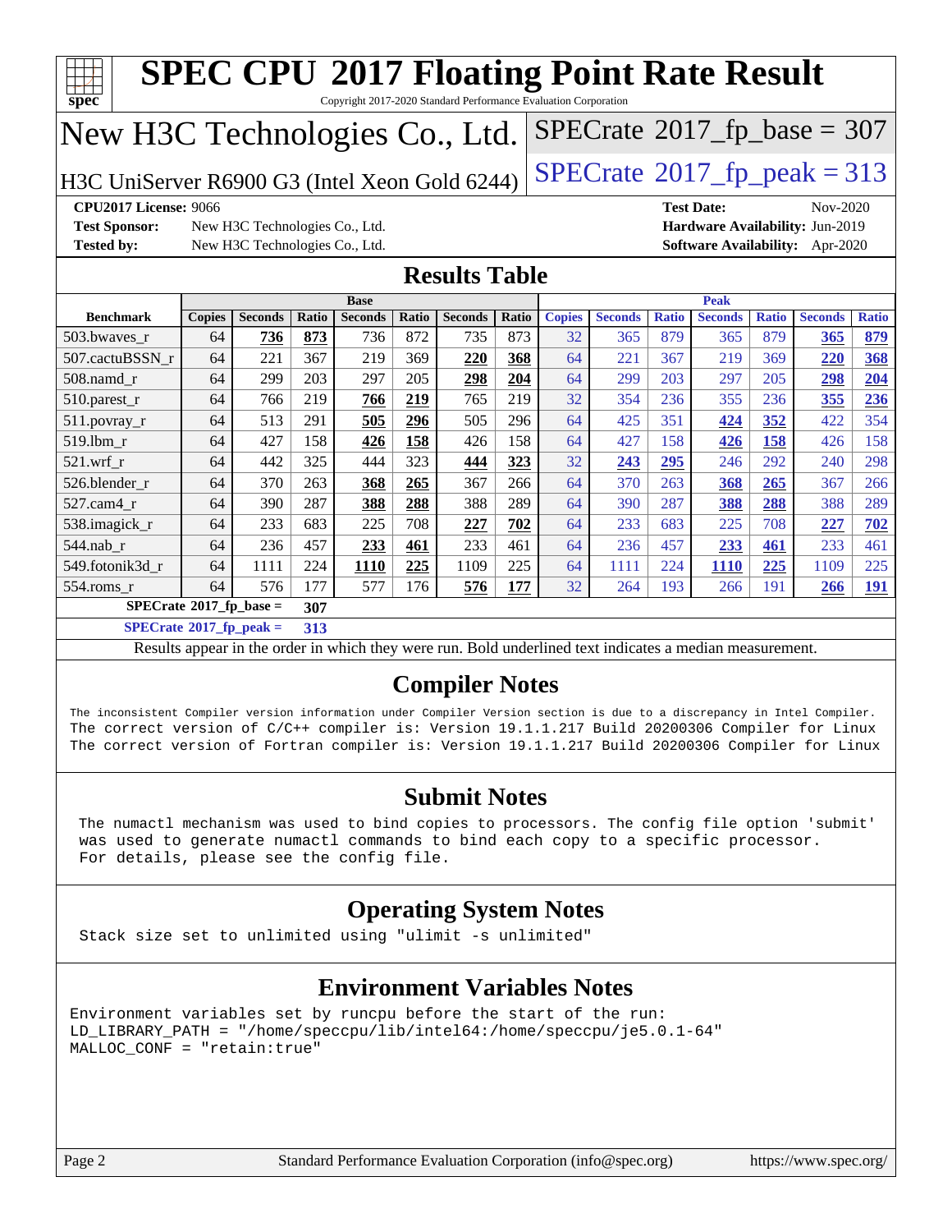# SPEC CPU 2017 Floating Point Rate Result

Copyright 2017-2020 Standard Performance Evaluation Corporation

## New H3C Technologies Co., Ltd.

H3C UniServer R6900 G3 (Intel Xeon Gold 6244)

SPECrate 2017_fp_base = 307

SPECrate 2017_fp_peak = 313

**CPU2017 License:** 9066
**Test Sponsor:** New H3C Technologies Co., Ltd.
**Tested by:** New H3C Technologies Co., Ltd.

**Test Date:** Nov-2020
**Hardware Availability:** Jun-2019
**Software Availability:** Apr-2020

## Results Table

| | Base | | | | | | | Peak | | | | | | |
|---|---|---|---|---|---|---|---|---|---|---|---|---|---|---|
| **Benchmark** | **Copies** | **Seconds** | **Ratio** | **Seconds** | **Ratio** | **Seconds** | **Ratio** | **Copies** | **Seconds** | **Ratio** | **Seconds** | **Ratio** | **Seconds** | **Ratio** |
| 503.bwaves_r | 64 | **736** | **873** | 736 | 872 | 735 | 873 | 32 | 365 | 879 | 365 | 879 | **365** | **879** |
| 507.cactuBSSN_r | 64 | 221 | 367 | 219 | 369 | **220** | **368** | 64 | 221 | 367 | 219 | 369 | **220** | **368** |
| 508.namd_r | 64 | 299 | 203 | 297 | 205 | **298** | **204** | 64 | 299 | 203 | 297 | 205 | **298** | **204** |
| 510.parest_r | 64 | 766 | 219 | **766** | **219** | 765 | 219 | 32 | 354 | 236 | 355 | 236 | **355** | **236** |
| 511.povray_r | 64 | 513 | 291 | **505** | **296** | 505 | 296 | 64 | 425 | 351 | **424** | **352** | 422 | 354 |
| 519.lbm_r | 64 | 427 | 158 | **426** | **158** | 426 | 158 | 64 | 427 | 158 | **426** | **158** | 426 | 158 |
| 521.wrf_r | 64 | 442 | 325 | 444 | 323 | **444** | **323** | 32 | **243** | **295** | 246 | 292 | 240 | 298 |
| 526.blender_r | 64 | 370 | 263 | **368** | **265** | 367 | 266 | 64 | 370 | 263 | **368** | **265** | 367 | 266 |
| 527.cam4_r | 64 | 390 | 287 | **388** | **288** | 388 | 289 | 64 | 390 | 287 | **388** | **288** | 388 | 289 |
| 538.imagick_r | 64 | 233 | 683 | 225 | 708 | **227** | **702** | 64 | 233 | 683 | 225 | 708 | **227** | **702** |
| 544.nab_r | 64 | 236 | 457 | **233** | **461** | 233 | 461 | 64 | 236 | 457 | **233** | **461** | 233 | 461 |
| 549.fotonik3d_r | 64 | 1111 | 224 | **1110** | **225** | 1109 | 225 | 64 | 1111 | 224 | **1110** | **225** | 1109 | 225 |
| 554.roms_r | 64 | 576 | 177 | 577 | 176 | **576** | **177** | 32 | 264 | 193 | 266 | 191 | **266** | **191** |

**SPECrate 2017_fp_base = 307**

**SPECrate 2017_fp_peak = 313**

Results appear in the order in which they were run. Bold underlined text indicates a median measurement.

## Compiler Notes

```
The inconsistent Compiler version information under Compiler Version section is due to a discrepancy in Intel Compiler.
The correct version of C/C++ compiler is: Version 19.1.1.217 Build 20200306 Compiler for Linux
The correct version of Fortran compiler is: Version 19.1.1.217 Build 20200306 Compiler for Linux
```

## Submit Notes

```
The numactl mechanism was used to bind copies to processors. The config file option 'submit'
was used to generate numactl commands to bind each copy to a specific processor.
For details, please see the config file.
```

## Operating System Notes

```
Stack size set to unlimited using "ulimit -s unlimited"
```

## Environment Variables Notes

```
Environment variables set by runcpu before the start of the run:
LD_LIBRARY_PATH = "/home/speccpu/lib/intel64:/home/speccpu/je5.0.1-64"
MALLOC_CONF = "retain:true"
```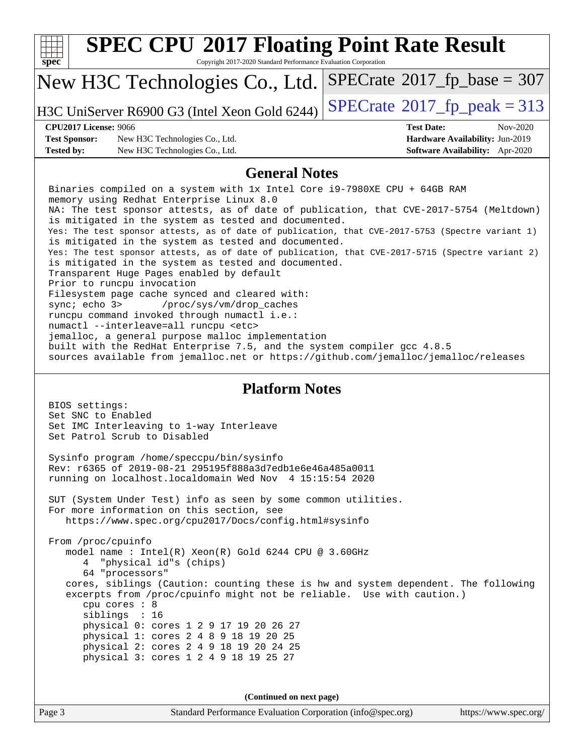# SPEC CPU 2017 Floating Point Rate Result

Copyright 2017-2020 Standard Performance Evaluation Corporation

## New H3C Technologies Co., Ltd.

H3C UniServer R6900 G3 (Intel Xeon Gold 6244)

SPECrate 2017_fp_base = 307

SPECrate 2017_fp_peak = 313

**CPU2017 License:** 9066
**Test Sponsor:** New H3C Technologies Co., Ltd.
**Tested by:** New H3C Technologies Co., Ltd.

**Test Date:** Nov-2020
**Hardware Availability:** Jun-2019
**Software Availability:** Apr-2020

## General Notes

```
Binaries compiled on a system with 1x Intel Core i9-7980XE CPU + 64GB RAM
memory using Redhat Enterprise Linux 8.0
NA: The test sponsor attests, as of date of publication, that CVE-2017-5754 (Meltdown)
is mitigated in the system as tested and documented.
Yes: The test sponsor attests, as of date of publication, that CVE-2017-5753 (Spectre variant 1)
is mitigated in the system as tested and documented.
Yes: The test sponsor attests, as of date of publication, that CVE-2017-5715 (Spectre variant 2)
is mitigated in the system as tested and documented.
Transparent Huge Pages enabled by default
Prior to runcpu invocation
Filesystem page cache synced and cleared with:
sync; echo 3>       /proc/sys/vm/drop_caches
runcpu command invoked through numactl i.e.:
numactl --interleave=all runcpu <etc>
jemalloc, a general purpose malloc implementation
built with the RedHat Enterprise 7.5, and the system compiler gcc 4.8.5
sources available from jemalloc.net or https://github.com/jemalloc/jemalloc/releases
```

## Platform Notes

```
BIOS settings:
Set SNC to Enabled
Set IMC Interleaving to 1-way Interleave
Set Patrol Scrub to Disabled

Sysinfo program /home/speccpu/bin/sysinfo
Rev: r6365 of 2019-08-21 295195f888a3d7edb1e6e46a485a0011
running on localhost.localdomain Wed Nov  4 15:15:54 2020

SUT (System Under Test) info as seen by some common utilities.
For more information on this section, see
   https://www.spec.org/cpu2017/Docs/config.html#sysinfo

From /proc/cpuinfo
   model name : Intel(R) Xeon(R) Gold 6244 CPU @ 3.60GHz
      4  "physical id"s (chips)
      64 "processors"
   cores, siblings (Caution: counting these is hw and system dependent. The following
   excerpts from /proc/cpuinfo might not be reliable.  Use with caution.)
      cpu cores : 8
      siblings  : 16
      physical 0: cores 1 2 9 17 19 20 26 27
      physical 1: cores 2 4 8 9 18 19 20 25
      physical 2: cores 2 4 9 18 19 20 24 25
      physical 3: cores 1 2 4 9 18 19 25 27
```

**(Continued on next page)**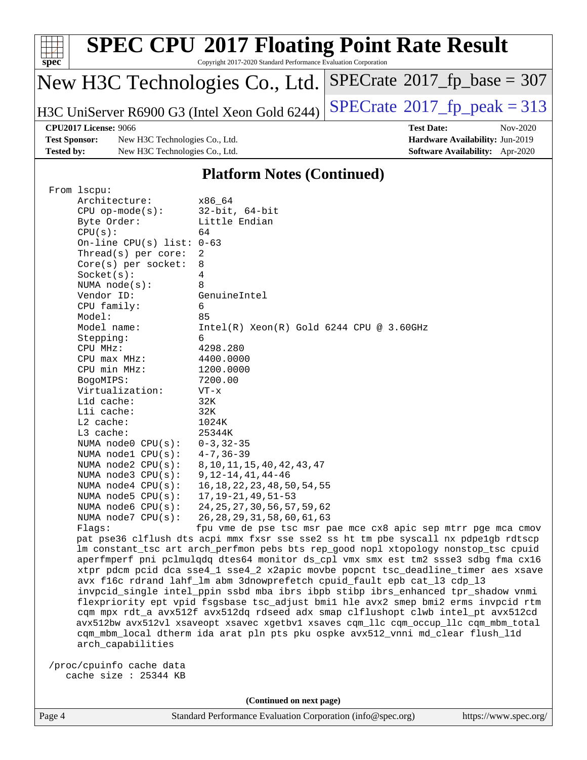## Platform Notes (Continued)

```
From lscpu:
     Architecture:          x86_64
     CPU op-mode(s):        32-bit, 64-bit
     Byte Order:            Little Endian
     CPU(s):                64
     On-line CPU(s) list: 0-63
     Thread(s) per core:  2
     Core(s) per socket:  8
     Socket(s):             4
     NUMA node(s):          8
     Vendor ID:             GenuineIntel
     CPU family:            6
     Model:                 85
     Model name:            Intel(R) Xeon(R) Gold 6244 CPU @ 3.60GHz
     Stepping:              6
     CPU MHz:               4298.280
     CPU max MHz:           4400.0000
     CPU min MHz:           1200.0000
     BogoMIPS:              7200.00
     Virtualization:        VT-x
     L1d cache:             32K
     L1i cache:             32K
     L2 cache:              1024K
     L3 cache:              25344K
     NUMA node0 CPU(s):     0-3,32-35
     NUMA node1 CPU(s):     4-7,36-39
     NUMA node2 CPU(s):     8,10,11,15,40,42,43,47
     NUMA node3 CPU(s):     9,12-14,41,44-46
     NUMA node4 CPU(s):     16,18,22,23,48,50,54,55
     NUMA node5 CPU(s):     17,19-21,49,51-53
     NUMA node6 CPU(s):     24,25,27,30,56,57,59,62
     NUMA node7 CPU(s):     26,28,29,31,58,60,61,63
     Flags:                 fpu vme de pse tsc msr pae mce cx8 apic sep mtrr pge mca cmov
     pat pse36 clflush dts acpi mmx fxsr sse sse2 ss ht tm pbe syscall nx pdpe1gb rdtscp
     lm constant_tsc art arch_perfmon pebs bts rep_good nopl xtopology nonstop_tsc cpuid
     aperfmperf pni pclmulqdq dtes64 monitor ds_cpl vmx smx est tm2 ssse3 sdbg fma cx16
     xtpr pdcm pcid dca sse4_1 sse4_2 x2apic movbe popcnt tsc_deadline_timer aes xsave
     avx f16c rdrand lahf_lm abm 3dnowprefetch cpuid_fault epb cat_l3 cdp_l3
     invpcid_single intel_ppin ssbd mba ibrs ibpb stibp ibrs_enhanced tpr_shadow vnmi
     flexpriority ept vpid fsgsbase tsc_adjust bmi1 hle avx2 smep bmi2 erms invpcid rtm
     cqm mpx rdt_a avx512f avx512dq rdseed adx smap clflushopt clwb intel_pt avx512cd
     avx512bw avx512vl xsaveopt xsavec xgetbv1 xsaves cqm_llc cqm_occup_llc cqm_mbm_total
     cqm_mbm_local dtherm ida arat pln pts pku ospke avx512_vnni md_clear flush_l1d
     arch_capabilities

 /proc/cpuinfo cache data
    cache size : 25344 KB
```

(Continued on next page)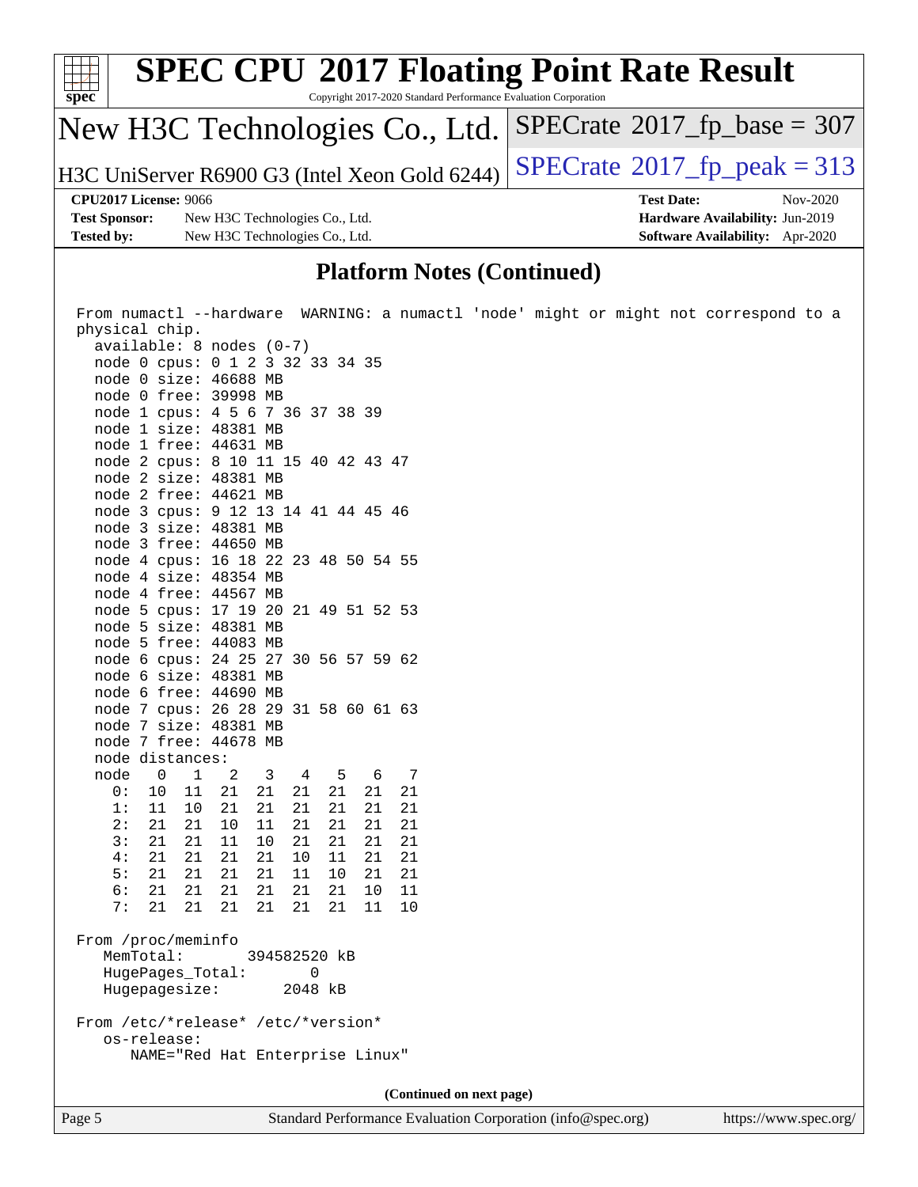# Platform Notes (Continued)

```
From numactl --hardware  WARNING: a numactl 'node' might or might not correspond to a
physical chip.
  available: 8 nodes (0-7)
  node 0 cpus: 0 1 2 3 32 33 34 35
  node 0 size: 46688 MB
  node 0 free: 39998 MB
  node 1 cpus: 4 5 6 7 36 37 38 39
  node 1 size: 48381 MB
  node 1 free: 44631 MB
  node 2 cpus: 8 10 11 15 40 42 43 47
  node 2 size: 48381 MB
  node 2 free: 44621 MB
  node 3 cpus: 9 12 13 14 41 44 45 46
  node 3 size: 48381 MB
  node 3 free: 44650 MB
  node 4 cpus: 16 18 22 23 48 50 54 55
  node 4 size: 48354 MB
  node 4 free: 44567 MB
  node 5 cpus: 17 19 20 21 49 51 52 53
  node 5 size: 48381 MB
  node 5 free: 44083 MB
  node 6 cpus: 24 25 27 30 56 57 59 62
  node 6 size: 48381 MB
  node 6 free: 44690 MB
  node 7 cpus: 26 28 29 31 58 60 61 63
  node 7 size: 48381 MB
  node 7 free: 44678 MB
  node distances:
  node   0   1   2   3   4   5   6   7
    0:  10  11  21  21  21  21  21  21
    1:  11  10  21  21  21  21  21  21
    2:  21  21  10  11  21  21  21  21
    3:  21  21  11  10  21  21  21  21
    4:  21  21  21  21  10  11  21  21
    5:  21  21  21  21  11  10  21  21
    6:  21  21  21  21  21  21  10  11
    7:  21  21  21  21  21  21  11  10

From /proc/meminfo
   MemTotal:       394582520 kB
   HugePages_Total:       0
   Hugepagesize:       2048 kB

From /etc/*release* /etc/*version*
   os-release:
      NAME="Red Hat Enterprise Linux"
```

(Continued on next page)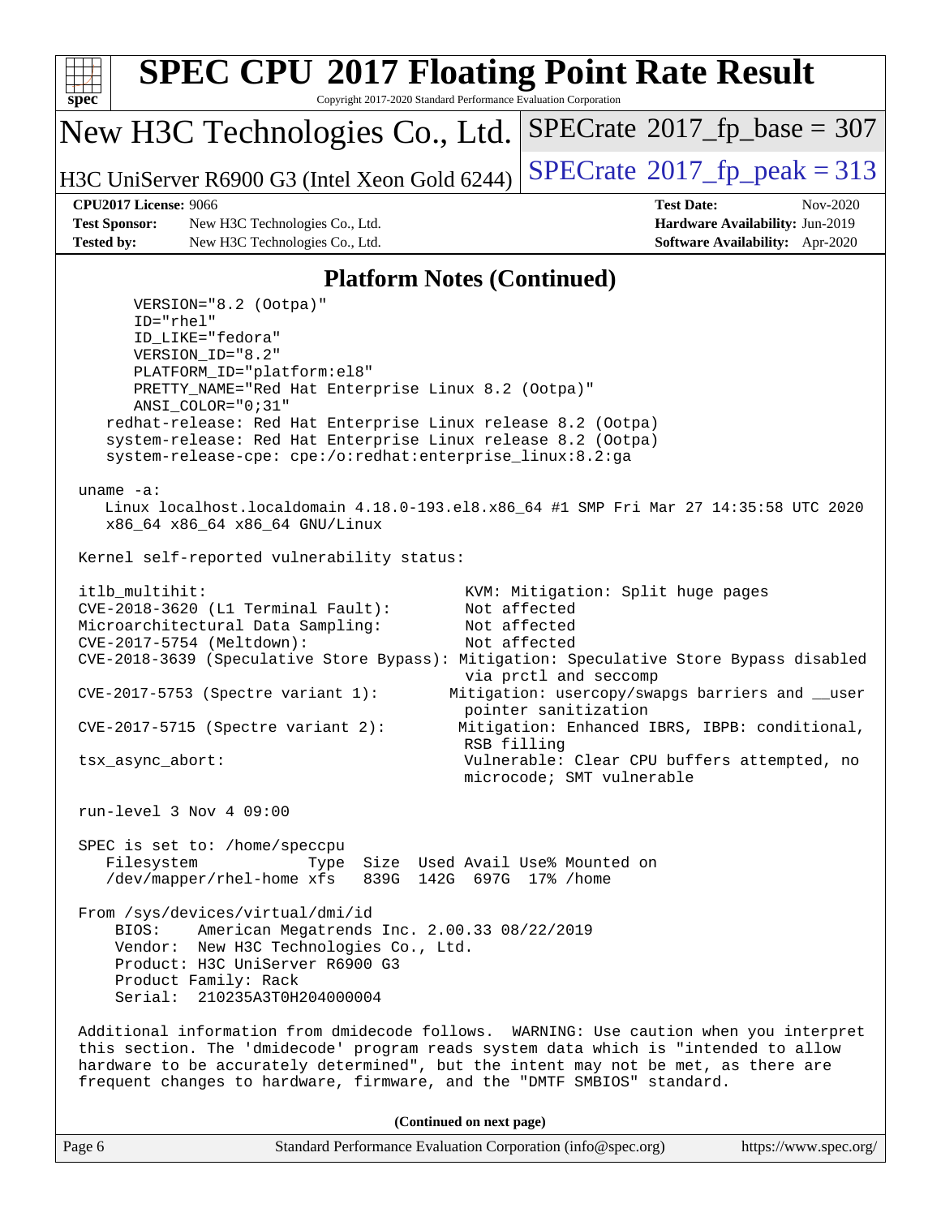# SPEC CPU 2017 Floating Point Rate Result

Copyright 2017-2020 Standard Performance Evaluation Corporation

## New H3C Technologies Co., Ltd.

H3C UniServer R6900 G3 (Intel Xeon Gold 6244)

SPECrate 2017_fp_base = 307

SPECrate 2017_fp_peak = 313

**CPU2017 License:** 9066
**Test Sponsor:** New H3C Technologies Co., Ltd.
**Tested by:** New H3C Technologies Co., Ltd.

**Test Date:** Nov-2020
**Hardware Availability:** Jun-2019
**Software Availability:** Apr-2020

## Platform Notes (Continued)

```
      VERSION="8.2 (Ootpa)"
      ID="rhel"
      ID_LIKE="fedora"
      VERSION_ID="8.2"
      PLATFORM_ID="platform:el8"
      PRETTY_NAME="Red Hat Enterprise Linux 8.2 (Ootpa)"
      ANSI_COLOR="0;31"
   redhat-release: Red Hat Enterprise Linux release 8.2 (Ootpa)
   system-release: Red Hat Enterprise Linux release 8.2 (Ootpa)
   system-release-cpe: cpe:/o:redhat:enterprise_linux:8.2:ga

uname -a:
   Linux localhost.localdomain 4.18.0-193.el8.x86_64 #1 SMP Fri Mar 27 14:35:58 UTC 2020
   x86_64 x86_64 x86_64 GNU/Linux

Kernel self-reported vulnerability status:

itlb_multihit:                                         KVM: Mitigation: Split huge pages
CVE-2018-3620 (L1 Terminal Fault):                     Not affected
Microarchitectural Data Sampling:                      Not affected
CVE-2017-5754 (Meltdown):                              Not affected
CVE-2018-3639 (Speculative Store Bypass): Mitigation: Speculative Store Bypass disabled
                                                       via prctl and seccomp
CVE-2017-5753 (Spectre variant 1):                    Mitigation: usercopy/swapgs barriers and __user
                                                       pointer sanitization
CVE-2017-5715 (Spectre variant 2):                     Mitigation: Enhanced IBRS, IBPB: conditional,
                                                       RSB filling
tsx_async_abort:                                       Vulnerable: Clear CPU buffers attempted, no
                                                       microcode; SMT vulnerable

run-level 3 Nov 4 09:00

SPEC is set to: /home/speccpu
   Filesystem              Type  Size  Used Avail Use% Mounted on
   /dev/mapper/rhel-home xfs    839G  142G  697G  17% /home

From /sys/devices/virtual/dmi/id
    BIOS:    American Megatrends Inc. 2.00.33 08/22/2019
    Vendor:  New H3C Technologies Co., Ltd.
    Product: H3C UniServer R6900 G3
    Product Family: Rack
    Serial:  210235A3T0H204000004

Additional information from dmidecode follows.  WARNING: Use caution when you interpret
this section. The 'dmidecode' program reads system data which is "intended to allow
hardware to be accurately determined", but the intent may not be met, as there are
frequent changes to hardware, firmware, and the "DMTF SMBIOS" standard.
```

(Continued on next page)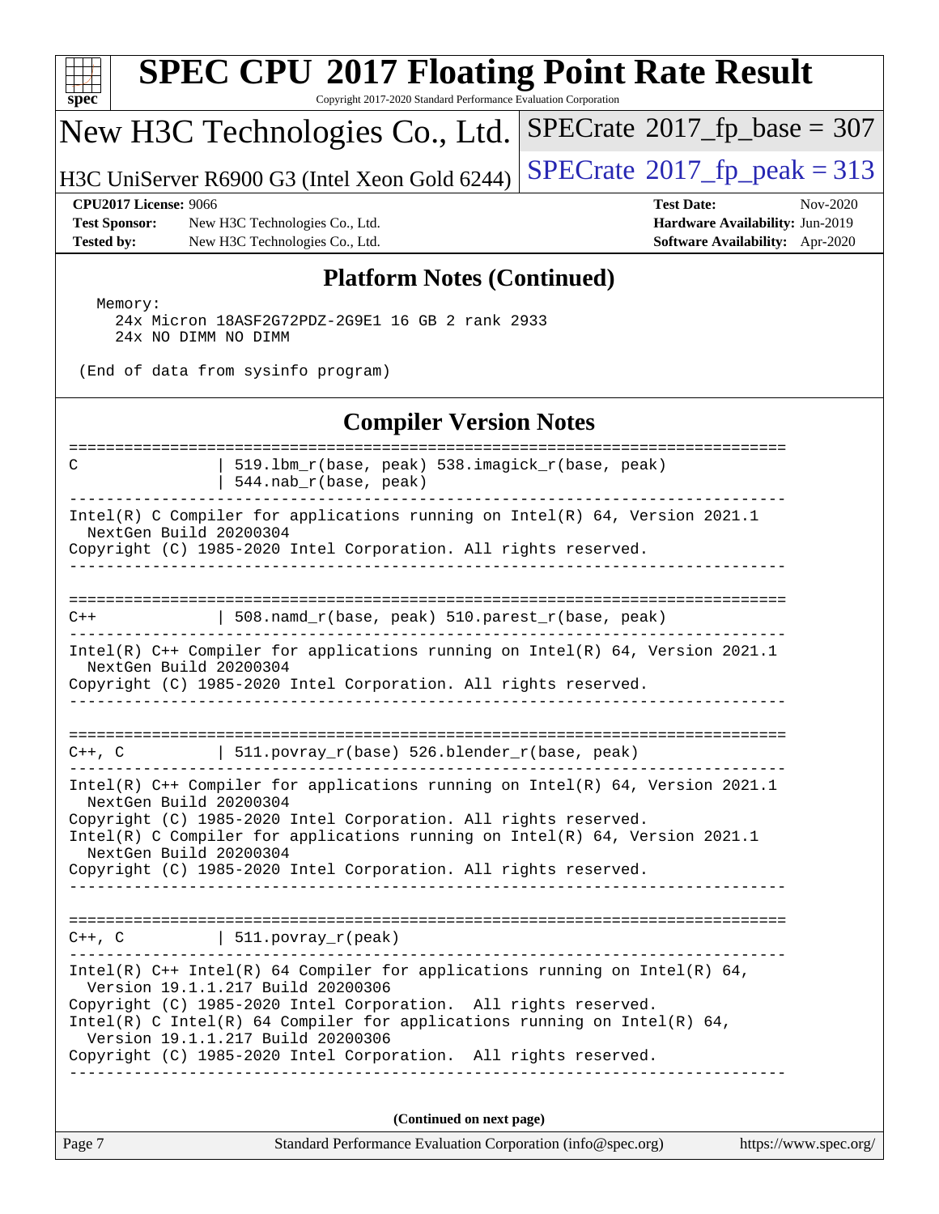## Platform Notes (Continued)

```
 Memory:
   24x Micron 18ASF2G72PDZ-2G9E1 16 GB 2 rank 2933
   24x NO DIMM NO DIMM

(End of data from sysinfo program)
```

## Compiler Version Notes

```
==============================================================================
C               | 519.lbm_r(base, peak) 538.imagick_r(base, peak)
                | 544.nab_r(base, peak)
------------------------------------------------------------------------------
Intel(R) C Compiler for applications running on Intel(R) 64, Version 2021.1
  NextGen Build 20200304
Copyright (C) 1985-2020 Intel Corporation. All rights reserved.
------------------------------------------------------------------------------

==============================================================================
C++             | 508.namd_r(base, peak) 510.parest_r(base, peak)
------------------------------------------------------------------------------
Intel(R) C++ Compiler for applications running on Intel(R) 64, Version 2021.1
  NextGen Build 20200304
Copyright (C) 1985-2020 Intel Corporation. All rights reserved.
------------------------------------------------------------------------------

==============================================================================
C++, C          | 511.povray_r(base) 526.blender_r(base, peak)
------------------------------------------------------------------------------
Intel(R) C++ Compiler for applications running on Intel(R) 64, Version 2021.1
  NextGen Build 20200304
Copyright (C) 1985-2020 Intel Corporation. All rights reserved.
Intel(R) C Compiler for applications running on Intel(R) 64, Version 2021.1
  NextGen Build 20200304
Copyright (C) 1985-2020 Intel Corporation. All rights reserved.
------------------------------------------------------------------------------

==============================================================================
C++, C          | 511.povray_r(peak)
------------------------------------------------------------------------------
Intel(R) C++ Intel(R) 64 Compiler for applications running on Intel(R) 64,
  Version 19.1.1.217 Build 20200306
Copyright (C) 1985-2020 Intel Corporation.  All rights reserved.
Intel(R) C Intel(R) 64 Compiler for applications running on Intel(R) 64,
  Version 19.1.1.217 Build 20200306
Copyright (C) 1985-2020 Intel Corporation.  All rights reserved.
------------------------------------------------------------------------------
```

(Continued on next page)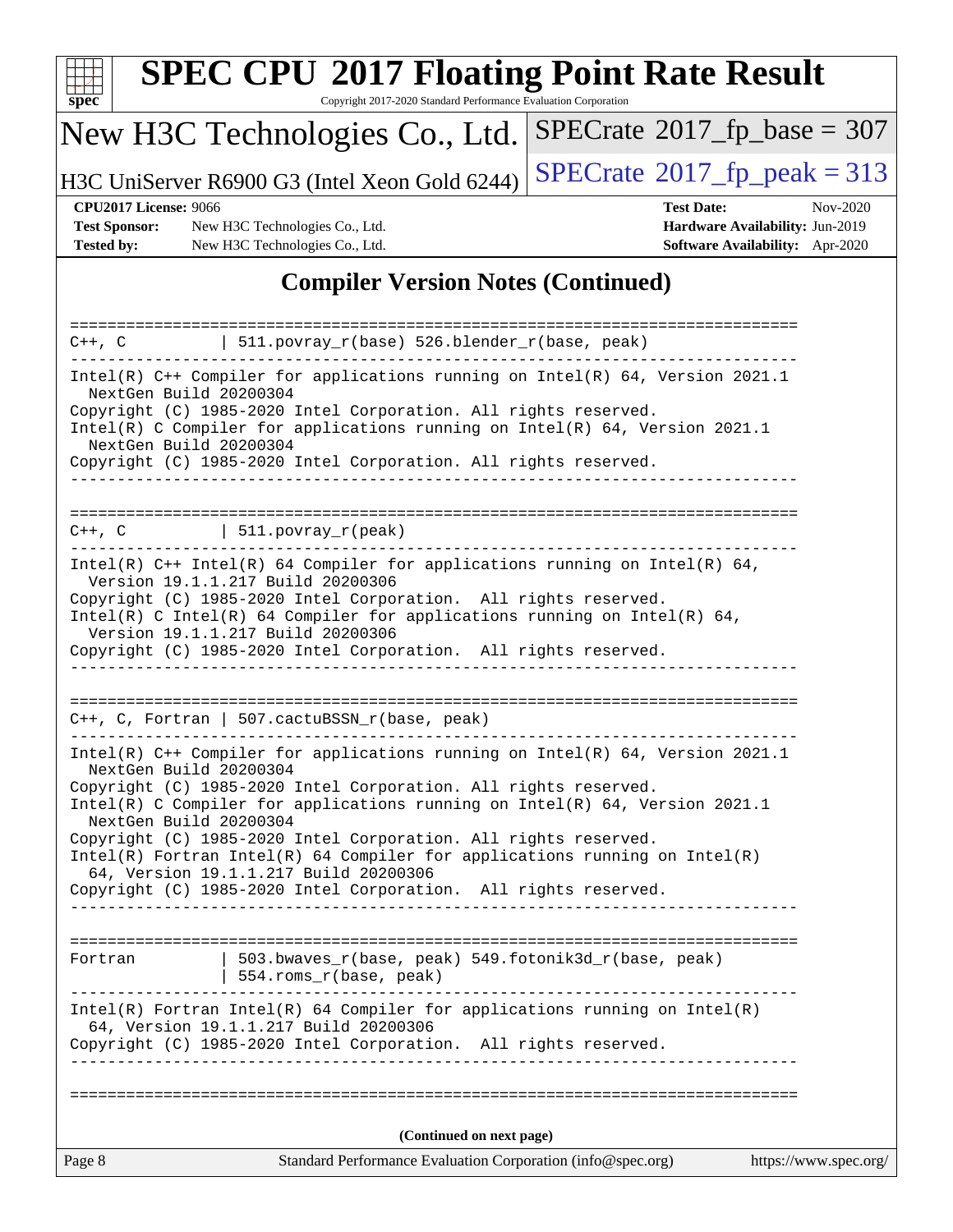# SPEC CPU 2017 Floating Point Rate Result

Copyright 2017-2020 Standard Performance Evaluation Corporation

## New H3C Technologies Co., Ltd.

H3C UniServer R6900 G3 (Intel Xeon Gold 6244)

SPECrate 2017_fp_base = 307

SPECrate 2017_fp_peak = 313

**CPU2017 License:** 9066
**Test Sponsor:** New H3C Technologies Co., Ltd.
**Tested by:** New H3C Technologies Co., Ltd.

**Test Date:** Nov-2020
**Hardware Availability:** Jun-2019
**Software Availability:** Apr-2020

## Compiler Version Notes (Continued)

```
==============================================================================
C++, C          | 511.povray_r(base) 526.blender_r(base, peak)
------------------------------------------------------------------------------
Intel(R) C++ Compiler for applications running on Intel(R) 64, Version 2021.1
  NextGen Build 20200304
Copyright (C) 1985-2020 Intel Corporation. All rights reserved.
Intel(R) C Compiler for applications running on Intel(R) 64, Version 2021.1
  NextGen Build 20200304
Copyright (C) 1985-2020 Intel Corporation. All rights reserved.
------------------------------------------------------------------------------

==============================================================================
C++, C          | 511.povray_r(peak)
------------------------------------------------------------------------------
Intel(R) C++ Intel(R) 64 Compiler for applications running on Intel(R) 64,
  Version 19.1.1.217 Build 20200306
Copyright (C) 1985-2020 Intel Corporation.  All rights reserved.
Intel(R) C Intel(R) 64 Compiler for applications running on Intel(R) 64,
  Version 19.1.1.217 Build 20200306
Copyright (C) 1985-2020 Intel Corporation.  All rights reserved.
------------------------------------------------------------------------------

==============================================================================
C++, C, Fortran | 507.cactuBSSN_r(base, peak)
------------------------------------------------------------------------------
Intel(R) C++ Compiler for applications running on Intel(R) 64, Version 2021.1
  NextGen Build 20200304
Copyright (C) 1985-2020 Intel Corporation. All rights reserved.
Intel(R) C Compiler for applications running on Intel(R) 64, Version 2021.1
  NextGen Build 20200304
Copyright (C) 1985-2020 Intel Corporation. All rights reserved.
Intel(R) Fortran Intel(R) 64 Compiler for applications running on Intel(R)
  64, Version 19.1.1.217 Build 20200306
Copyright (C) 1985-2020 Intel Corporation.  All rights reserved.
------------------------------------------------------------------------------

==============================================================================
Fortran         | 503.bwaves_r(base, peak) 549.fotonik3d_r(base, peak)
                | 554.roms_r(base, peak)
------------------------------------------------------------------------------
Intel(R) Fortran Intel(R) 64 Compiler for applications running on Intel(R)
  64, Version 19.1.1.217 Build 20200306
Copyright (C) 1985-2020 Intel Corporation.  All rights reserved.
------------------------------------------------------------------------------

==============================================================================
```

(Continued on next page)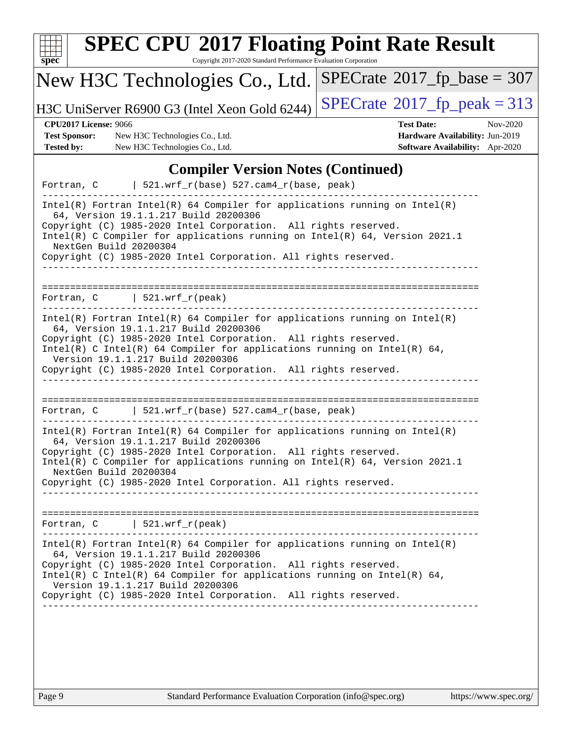# SPEC CPU 2017 Floating Point Rate Result

Copyright 2017-2020 Standard Performance Evaluation Corporation

## New H3C Technologies Co., Ltd.

H3C UniServer R6900 G3 (Intel Xeon Gold 6244)

SPECrate 2017_fp_base = 307

SPECrate 2017_fp_peak = 313

**CPU2017 License:** 9066
**Test Sponsor:** New H3C Technologies Co., Ltd.
**Tested by:** New H3C Technologies Co., Ltd.

**Test Date:** Nov-2020
**Hardware Availability:** Jun-2019
**Software Availability:** Apr-2020

## Compiler Version Notes (Continued)

```
Fortran, C      | 521.wrf_r(base) 527.cam4_r(base, peak)
------------------------------------------------------------------------------
Intel(R) Fortran Intel(R) 64 Compiler for applications running on Intel(R)
  64, Version 19.1.1.217 Build 20200306
Copyright (C) 1985-2020 Intel Corporation.  All rights reserved.
Intel(R) C Compiler for applications running on Intel(R) 64, Version 2021.1
  NextGen Build 20200304
Copyright (C) 1985-2020 Intel Corporation. All rights reserved.
------------------------------------------------------------------------------

==============================================================================
Fortran, C      | 521.wrf_r(peak)
------------------------------------------------------------------------------
Intel(R) Fortran Intel(R) 64 Compiler for applications running on Intel(R)
  64, Version 19.1.1.217 Build 20200306
Copyright (C) 1985-2020 Intel Corporation.  All rights reserved.
Intel(R) C Intel(R) 64 Compiler for applications running on Intel(R) 64,
  Version 19.1.1.217 Build 20200306
Copyright (C) 1985-2020 Intel Corporation.  All rights reserved.
------------------------------------------------------------------------------

==============================================================================
Fortran, C      | 521.wrf_r(base) 527.cam4_r(base, peak)
------------------------------------------------------------------------------
Intel(R) Fortran Intel(R) 64 Compiler for applications running on Intel(R)
  64, Version 19.1.1.217 Build 20200306
Copyright (C) 1985-2020 Intel Corporation.  All rights reserved.
Intel(R) C Compiler for applications running on Intel(R) 64, Version 2021.1
  NextGen Build 20200304
Copyright (C) 1985-2020 Intel Corporation. All rights reserved.
------------------------------------------------------------------------------

==============================================================================
Fortran, C      | 521.wrf_r(peak)
------------------------------------------------------------------------------
Intel(R) Fortran Intel(R) 64 Compiler for applications running on Intel(R)
  64, Version 19.1.1.217 Build 20200306
Copyright (C) 1985-2020 Intel Corporation.  All rights reserved.
Intel(R) C Intel(R) 64 Compiler for applications running on Intel(R) 64,
  Version 19.1.1.217 Build 20200306
Copyright (C) 1985-2020 Intel Corporation.  All rights reserved.
------------------------------------------------------------------------------
```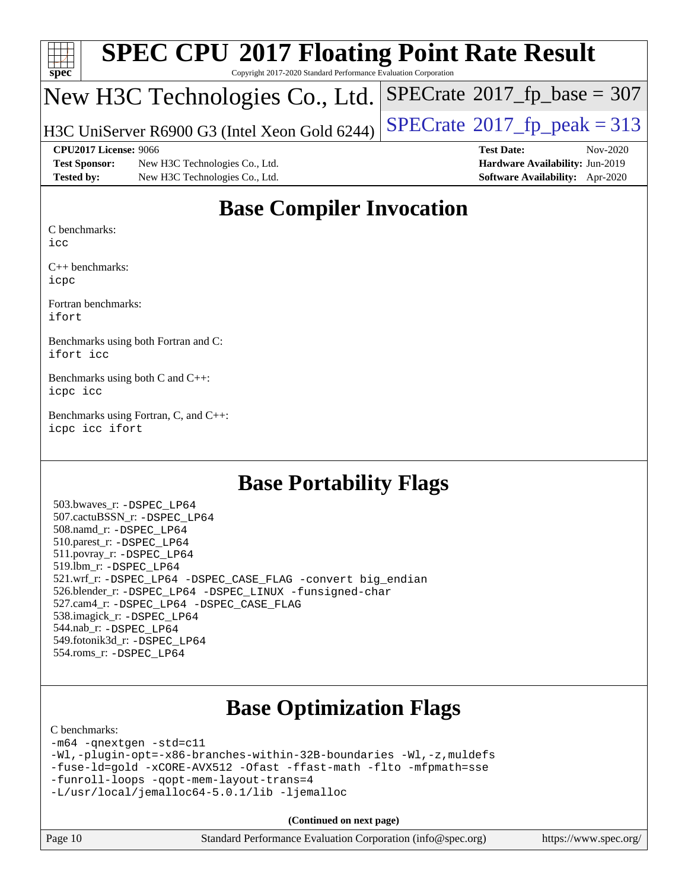# SPEC CPU 2017 Floating Point Rate Result

Copyright 2017-2020 Standard Performance Evaluation Corporation

## New H3C Technologies Co., Ltd.

H3C UniServer R6900 G3 (Intel Xeon Gold 6244)

SPECrate 2017_fp_base = 307

SPECrate 2017_fp_peak = 313

**CPU2017 License:** 9066
**Test Sponsor:** New H3C Technologies Co., Ltd.
**Tested by:** New H3C Technologies Co., Ltd.

**Test Date:** Nov-2020
**Hardware Availability:** Jun-2019
**Software Availability:** Apr-2020

## Base Compiler Invocation

C benchmarks:
`icc`

C++ benchmarks:
`icpc`

Fortran benchmarks:
`ifort`

Benchmarks using both Fortran and C:
`ifort icc`

Benchmarks using both C and C++:
`icpc icc`

Benchmarks using Fortran, C, and C++:
`icpc icc ifort`

## Base Portability Flags

503.bwaves_r: `-DSPEC_LP64`
507.cactuBSSN_r: `-DSPEC_LP64`
508.namd_r: `-DSPEC_LP64`
510.parest_r: `-DSPEC_LP64`
511.povray_r: `-DSPEC_LP64`
519.lbm_r: `-DSPEC_LP64`
521.wrf_r: `-DSPEC_LP64 -DSPEC_CASE_FLAG -convert big_endian`
526.blender_r: `-DSPEC_LP64 -DSPEC_LINUX -funsigned-char`
527.cam4_r: `-DSPEC_LP64 -DSPEC_CASE_FLAG`
538.imagick_r: `-DSPEC_LP64`
544.nab_r: `-DSPEC_LP64`
549.fotonik3d_r: `-DSPEC_LP64`
554.roms_r: `-DSPEC_LP64`

## Base Optimization Flags

C benchmarks:

```
-m64 -qnextgen -std=c11
-Wl,-plugin-opt=-x86-branches-within-32B-boundaries -Wl,-z,muldefs
-fuse-ld=gold -xCORE-AVX512 -Ofast -ffast-math -flto -mfpmath=sse
-funroll-loops -qopt-mem-layout-trans=4
-L/usr/local/jemalloc64-5.0.1/lib -ljemalloc
```

**(Continued on next page)**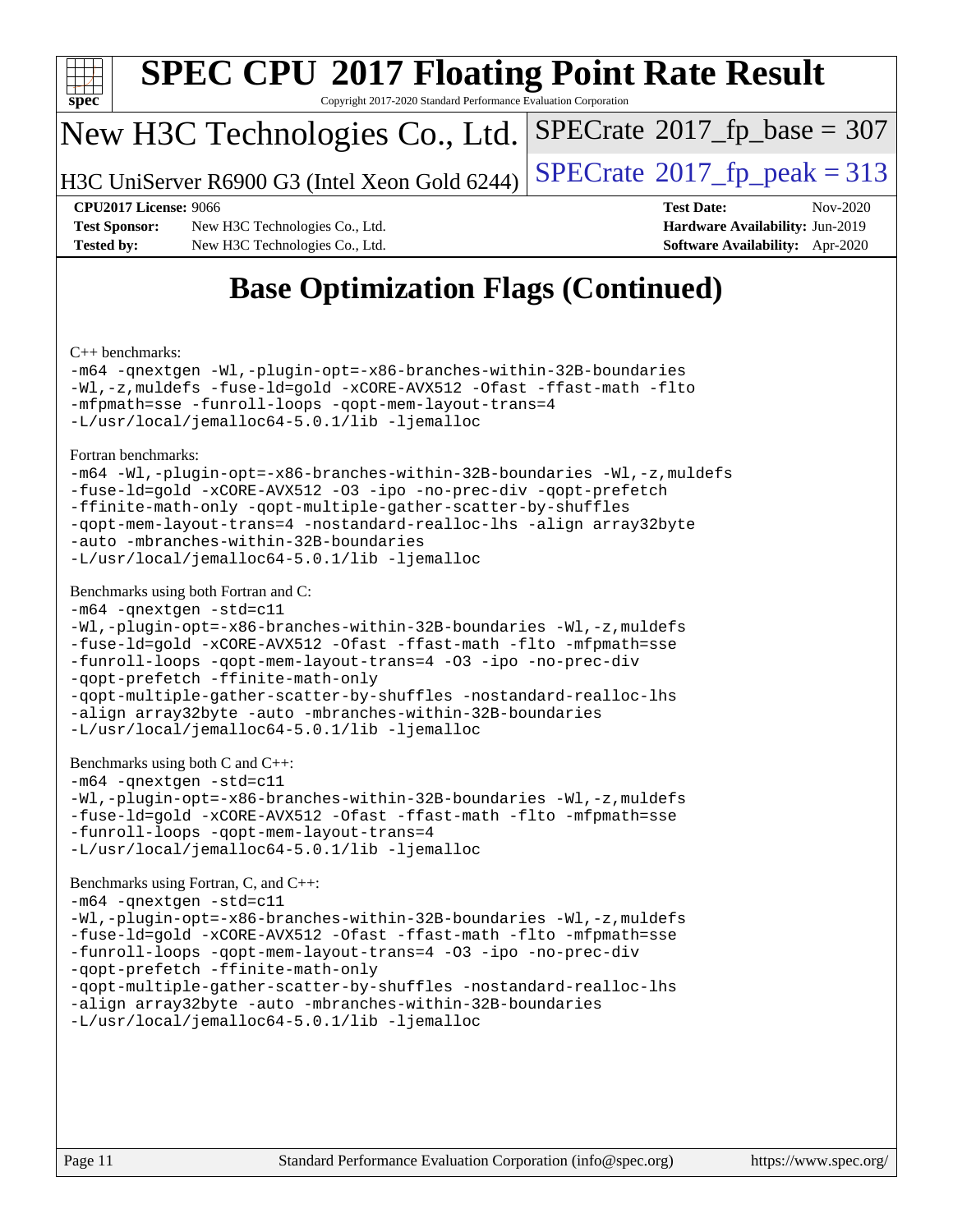# SPEC CPU 2017 Floating Point Rate Result

Copyright 2017-2020 Standard Performance Evaluation Corporation

New H3C Technologies Co., Ltd.

H3C UniServer R6900 G3 (Intel Xeon Gold 6244)

SPECrate 2017_fp_base = 307

SPECrate 2017_fp_peak = 313

**CPU2017 License:** 9066
**Test Sponsor:** New H3C Technologies Co., Ltd.
**Tested by:** New H3C Technologies Co., Ltd.

**Test Date:** Nov-2020
**Hardware Availability:** Jun-2019
**Software Availability:** Apr-2020

## Base Optimization Flags (Continued)

C++ benchmarks:

```
-m64 -qnextgen -Wl,-plugin-opt=-x86-branches-within-32B-boundaries
-Wl,-z,muldefs -fuse-ld=gold -xCORE-AVX512 -Ofast -ffast-math -flto
-mfpmath=sse -funroll-loops -qopt-mem-layout-trans=4
-L/usr/local/jemalloc64-5.0.1/lib -ljemalloc
```

Fortran benchmarks:

```
-m64 -Wl,-plugin-opt=-x86-branches-within-32B-boundaries -Wl,-z,muldefs
-fuse-ld=gold -xCORE-AVX512 -O3 -ipo -no-prec-div -qopt-prefetch
-ffinite-math-only -qopt-multiple-gather-scatter-by-shuffles
-qopt-mem-layout-trans=4 -nostandard-realloc-lhs -align array32byte
-auto -mbranches-within-32B-boundaries
-L/usr/local/jemalloc64-5.0.1/lib -ljemalloc
```

Benchmarks using both Fortran and C:

```
-m64 -qnextgen -std=c11
-Wl,-plugin-opt=-x86-branches-within-32B-boundaries -Wl,-z,muldefs
-fuse-ld=gold -xCORE-AVX512 -Ofast -ffast-math -flto -mfpmath=sse
-funroll-loops -qopt-mem-layout-trans=4 -O3 -ipo -no-prec-div
-qopt-prefetch -ffinite-math-only
-qopt-multiple-gather-scatter-by-shuffles -nostandard-realloc-lhs
-align array32byte -auto -mbranches-within-32B-boundaries
-L/usr/local/jemalloc64-5.0.1/lib -ljemalloc
```

Benchmarks using both C and C++:

```
-m64 -qnextgen -std=c11
-Wl,-plugin-opt=-x86-branches-within-32B-boundaries -Wl,-z,muldefs
-fuse-ld=gold -xCORE-AVX512 -Ofast -ffast-math -flto -mfpmath=sse
-funroll-loops -qopt-mem-layout-trans=4
-L/usr/local/jemalloc64-5.0.1/lib -ljemalloc
```

Benchmarks using Fortran, C, and C++:

```
-m64 -qnextgen -std=c11
-Wl,-plugin-opt=-x86-branches-within-32B-boundaries -Wl,-z,muldefs
-fuse-ld=gold -xCORE-AVX512 -Ofast -ffast-math -flto -mfpmath=sse
-funroll-loops -qopt-mem-layout-trans=4 -O3 -ipo -no-prec-div
-qopt-prefetch -ffinite-math-only
-qopt-multiple-gather-scatter-by-shuffles -nostandard-realloc-lhs
-align array32byte -auto -mbranches-within-32B-boundaries
-L/usr/local/jemalloc64-5.0.1/lib -ljemalloc
```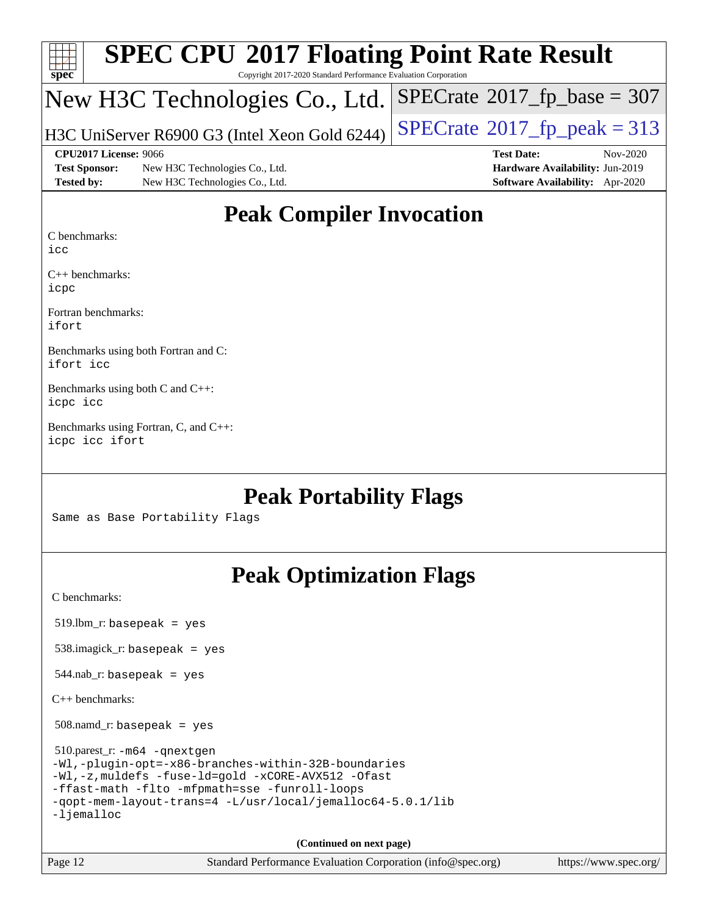# SPEC CPU 2017 Floating Point Rate Result

Copyright 2017-2020 Standard Performance Evaluation Corporation

## New H3C Technologies Co., Ltd.

H3C UniServer R6900 G3 (Intel Xeon Gold 6244)

SPECrate 2017_fp_base = 307

SPECrate 2017_fp_peak = 313

**CPU2017 License:** 9066
**Test Sponsor:** New H3C Technologies Co., Ltd.
**Tested by:** New H3C Technologies Co., Ltd.

**Test Date:** Nov-2020
**Hardware Availability:** Jun-2019
**Software Availability:** Apr-2020

## Peak Compiler Invocation

C benchmarks:
`icc`

C++ benchmarks:
`icpc`

Fortran benchmarks:
`ifort`

Benchmarks using both Fortran and C:
`ifort icc`

Benchmarks using both C and C++:
`icpc icc`

Benchmarks using Fortran, C, and C++:
`icpc icc ifort`

## Peak Portability Flags

Same as Base Portability Flags

## Peak Optimization Flags

C benchmarks:

519.lbm_r: `basepeak = yes`

538.imagick_r: `basepeak = yes`

544.nab_r: `basepeak = yes`

C++ benchmarks:

508.namd_r: `basepeak = yes`

510.parest_r: `-m64 -qnextgen -Wl,-plugin-opt=-x86-branches-within-32B-boundaries -Wl,-z,muldefs -fuse-ld=gold -xCORE-AVX512 -Ofast -ffast-math -flto -mfpmath=sse -funroll-loops -qopt-mem-layout-trans=4 -L/usr/local/jemalloc64-5.0.1/lib -ljemalloc`

(Continued on next page)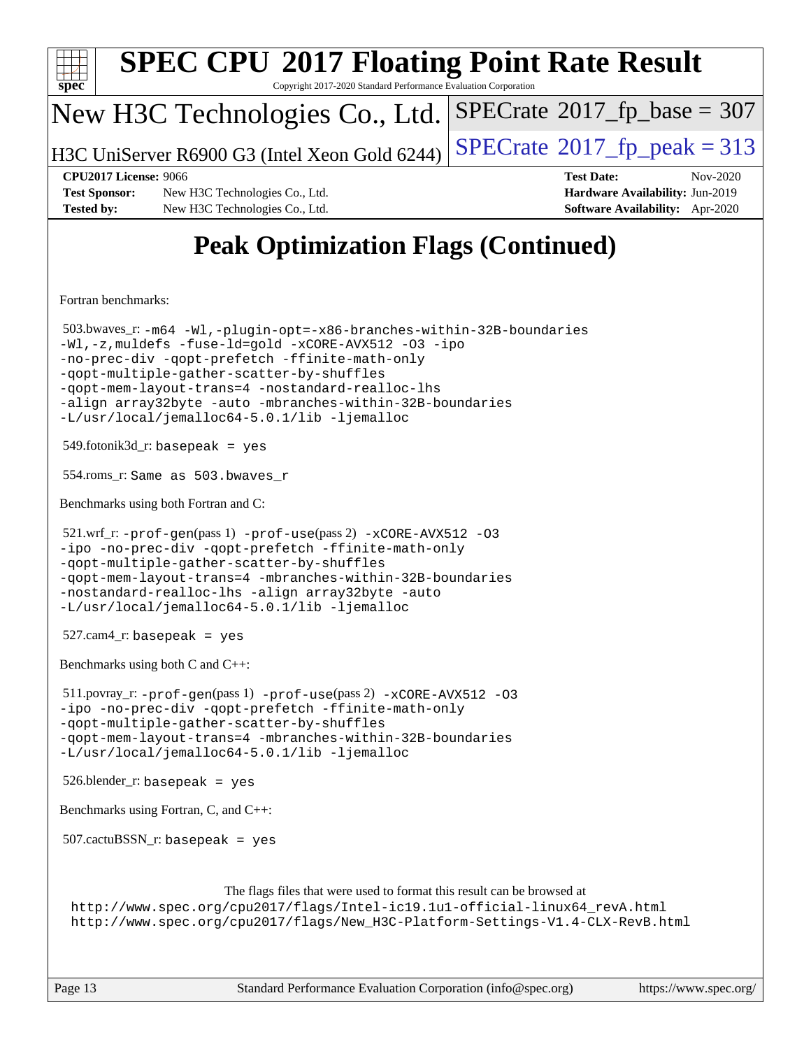# Peak Optimization Flags (Continued)

Fortran benchmarks:

503.bwaves_r: `-m64 -Wl,-plugin-opt=-x86-branches-within-32B-boundaries -Wl,-z,muldefs -fuse-ld=gold -xCORE-AVX512 -O3 -ipo -no-prec-div -qopt-prefetch -ffinite-math-only -qopt-multiple-gather-scatter-by-shuffles -qopt-mem-layout-trans=4 -nostandard-realloc-lhs -align array32byte -auto -mbranches-within-32B-boundaries -L/usr/local/jemalloc64-5.0.1/lib -ljemalloc`

549.fotonik3d_r: `basepeak = yes`

554.roms_r: `Same as 503.bwaves_r`

Benchmarks using both Fortran and C:

521.wrf_r: `-prof-gen`(pass 1) `-prof-use`(pass 2) `-xCORE-AVX512 -O3 -ipo -no-prec-div -qopt-prefetch -ffinite-math-only -qopt-multiple-gather-scatter-by-shuffles -qopt-mem-layout-trans=4 -mbranches-within-32B-boundaries -nostandard-realloc-lhs -align array32byte -auto -L/usr/local/jemalloc64-5.0.1/lib -ljemalloc`

527.cam4_r: `basepeak = yes`

Benchmarks using both C and C++:

511.povray_r: `-prof-gen`(pass 1) `-prof-use`(pass 2) `-xCORE-AVX512 -O3 -ipo -no-prec-div -qopt-prefetch -ffinite-math-only -qopt-multiple-gather-scatter-by-shuffles -qopt-mem-layout-trans=4 -mbranches-within-32B-boundaries -L/usr/local/jemalloc64-5.0.1/lib -ljemalloc`

526.blender_r: `basepeak = yes`

Benchmarks using Fortran, C, and C++:

507.cactuBSSN_r: `basepeak = yes`

The flags files that were used to format this result can be browsed at
http://www.spec.org/cpu2017/flags/Intel-ic19.1u1-official-linux64_revA.html
http://www.spec.org/cpu2017/flags/New_H3C-Platform-Settings-V1.4-CLX-RevB.html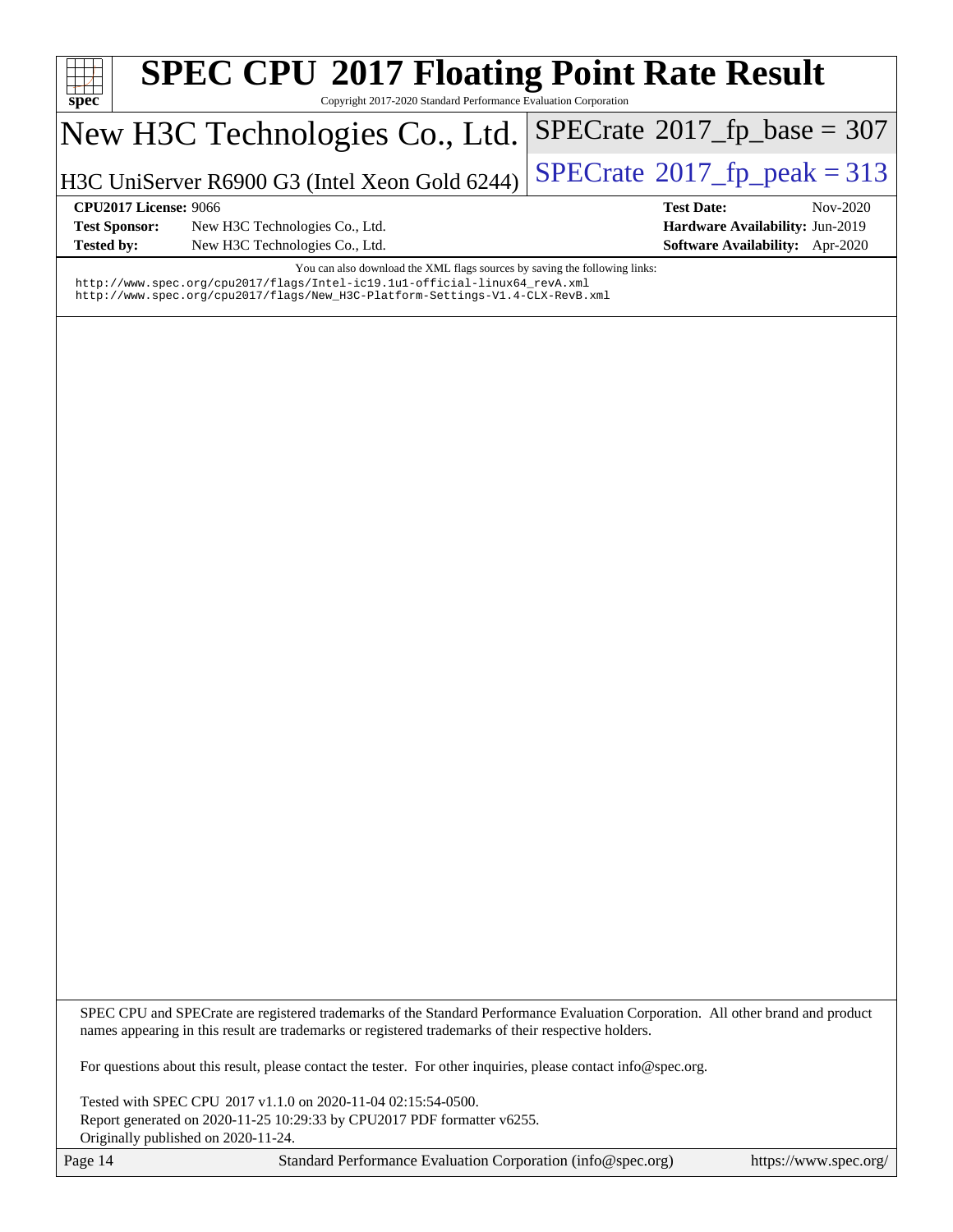You can also download the XML flags sources by saving the following links:

http://www.spec.org/cpu2017/flags/Intel-ic19.1u1-official-linux64_revA.xml
http://www.spec.org/cpu2017/flags/New_H3C-Platform-Settings-V1.4-CLX-RevB.xml

SPEC CPU and SPECrate are registered trademarks of the Standard Performance Evaluation Corporation. All other brand and product names appearing in this result are trademarks or registered trademarks of their respective holders.

For questions about this result, please contact the tester. For other inquiries, please contact info@spec.org.

Tested with SPEC CPU 2017 v1.1.0 on 2020-11-04 02:15:54-0500.
Report generated on 2020-11-25 10:29:33 by CPU2017 PDF formatter v6255.
Originally published on 2020-11-24.